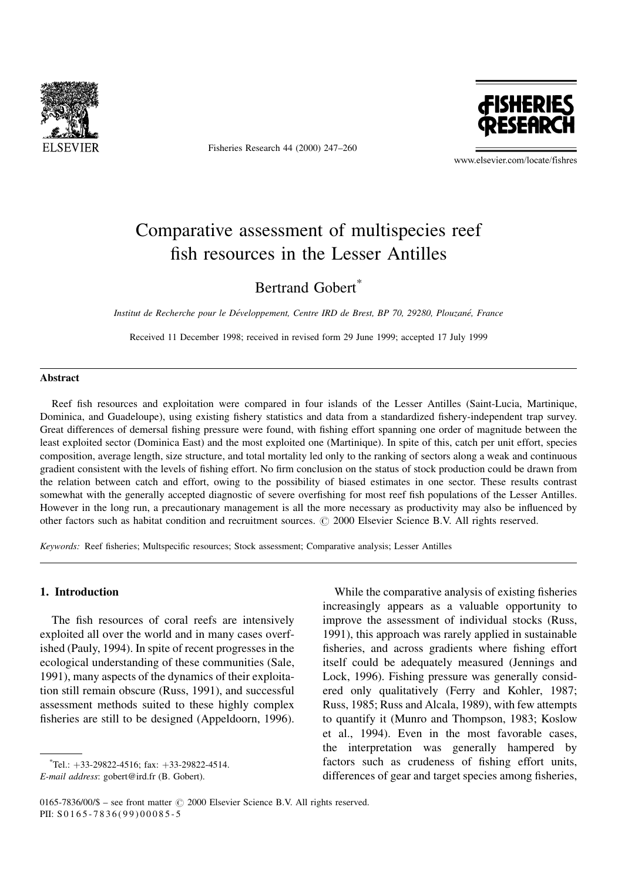# Comparative assessment of multispecies reef fish resources in the Lesser Antilles

Bertrand Gobert*

*Institut de Recherche pour le Développement, Centre IRD de Brest, BP 70, 29280, Plouzané, France*

Received 11 December 1998; received in revised form 29 June 1999; accepted 17 July 1999

## Abstract

Reef fish resources and exploitation were compared in four islands of the Lesser Antilles (Saint-Lucia, Martinique, Dominica, and Guadeloupe), using existing fishery statistics and data from a standardized fishery-independent trap survey. Great differences of demersal fishing pressure were found, with fishing effort spanning one order of magnitude between the least exploited sector (Dominica East) and the most exploited one (Martinique). In spite of this, catch per unit effort, species composition, average length, size structure, and total mortality led only to the ranking of sectors along a weak and continuous gradient consistent with the levels of fishing effort. No firm conclusion on the status of stock production could be drawn from the relation between catch and effort, owing to the possibility of biased estimates in one sector. These results contrast somewhat with the generally accepted diagnostic of severe overfishing for most reef fish populations of the Lesser Antilles. However in the long run, a precautionary management is all the more necessary as productivity may also be influenced by other factors such as habitat condition and recruitment sources. © 2000 Elsevier Science B.V. All rights reserved.

*Keywords:* Reef fisheries; Multspecific resources; Stock assessment; Comparative analysis; Lesser Antilles

## 1. Introduction

The fish resources of coral reefs are intensively exploited all over the world and in many cases overfished (Pauly, 1994). In spite of recent progresses in the ecological understanding of these communities (Sale, 1991), many aspects of the dynamics of their exploitation still remain obscure (Russ, 1991), and successful assessment methods suited to these highly complex fisheries are still to be designed (Appeldoorn, 1996).

While the comparative analysis of existing fisheries increasingly appears as a valuable opportunity to improve the assessment of individual stocks (Russ, 1991), this approach was rarely applied in sustainable fisheries, and across gradients where fishing effort itself could be adequately measured (Jennings and Lock, 1996). Fishing pressure was generally considered only qualitatively (Ferry and Kohler, 1987; Russ, 1985; Russ and Alcala, 1989), with few attempts to quantify it (Munro and Thompson, 1983; Koslow et al., 1994). Even in the most favorable cases, the interpretation was generally hampered by factors such as crudeness of fishing effort units, differences of gear and target species among fisheries,

---

*Tel.: +33-29822-4516; fax: +33-29822-4514.
*E-mail address:* gobert@ird.fr (B. Gobert).

0165-7836/00/$ – see front matter © 2000 Elsevier Science B.V. All rights reserved.
PII: S0165-7836(99)00085-5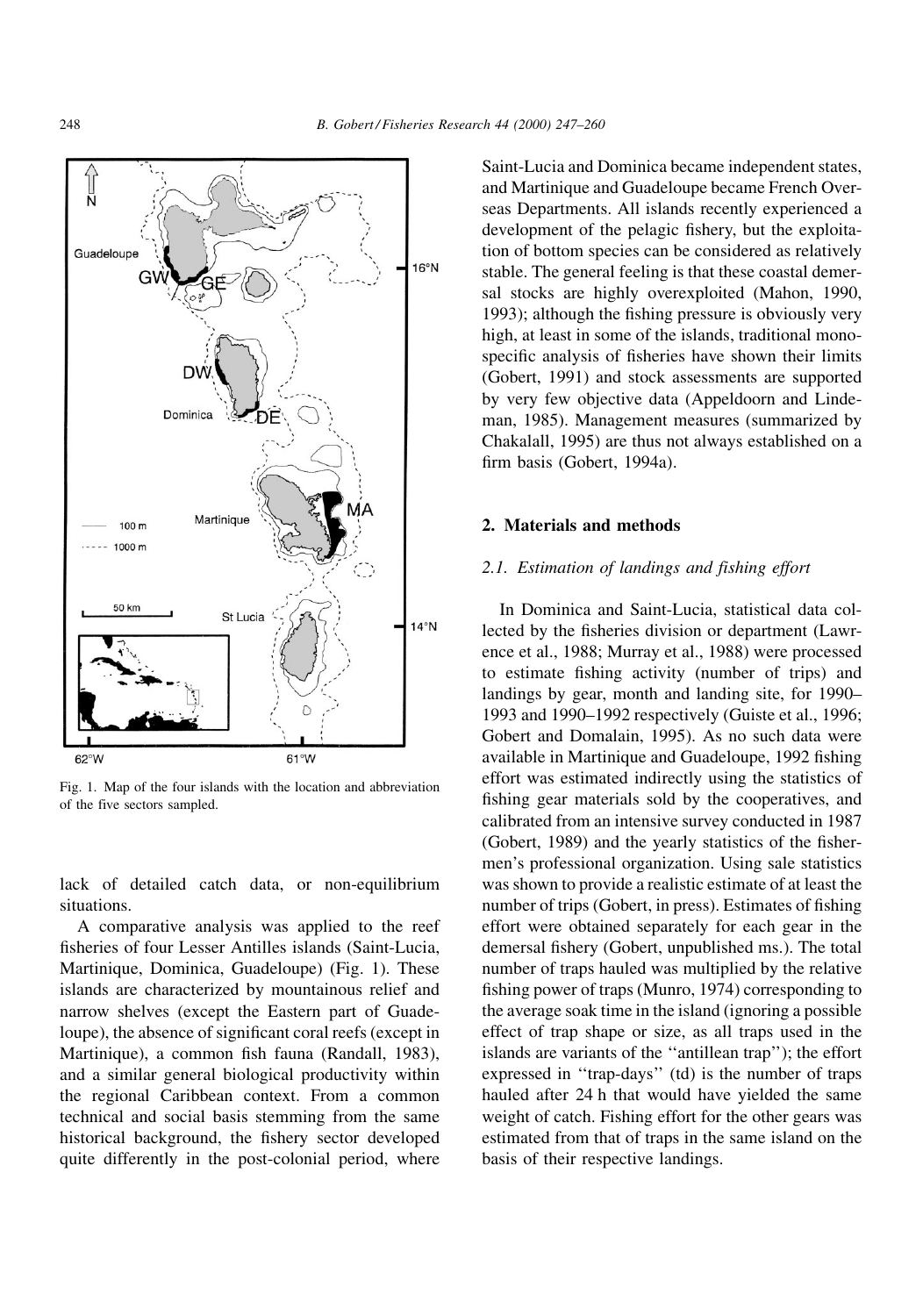Fig. 1. Map of the four islands with the location and abbreviation of the five sectors sampled.

lack of detailed catch data, or non-equilibrium situations.

A comparative analysis was applied to the reef fisheries of four Lesser Antilles islands (Saint-Lucia, Martinique, Dominica, Guadeloupe) (Fig. 1). These islands are characterized by mountainous relief and narrow shelves (except the Eastern part of Guadeloupe), the absence of significant coral reefs (except in Martinique), a common fish fauna (Randall, 1983), and a similar general biological productivity within the regional Caribbean context. From a common technical and social basis stemming from the same historical background, the fishery sector developed quite differently in the post-colonial period, where Saint-Lucia and Dominica became independent states, and Martinique and Guadeloupe became French Overseas Departments. All islands recently experienced a development of the pelagic fishery, but the exploitation of bottom species can be considered as relatively stable. The general feeling is that these coastal demersal stocks are highly overexploited (Mahon, 1990, 1993); although the fishing pressure is obviously very high, at least in some of the islands, traditional monospecific analysis of fisheries have shown their limits (Gobert, 1991) and stock assessments are supported by very few objective data (Appeldoorn and Lindeman, 1985). Management measures (summarized by Chakalall, 1995) are thus not always established on a firm basis (Gobert, 1994a).

## 2. Materials and methods

### 2.1. Estimation of landings and fishing effort

In Dominica and Saint-Lucia, statistical data collected by the fisheries division or department (Lawrence et al., 1988; Murray et al., 1988) were processed to estimate fishing activity (number of trips) and landings by gear, month and landing site, for 1990–1993 and 1990–1992 respectively (Guiste et al., 1996; Gobert and Domalain, 1995). As no such data were available in Martinique and Guadeloupe, 1992 fishing effort was estimated indirectly using the statistics of fishing gear materials sold by the cooperatives, and calibrated from an intensive survey conducted in 1987 (Gobert, 1989) and the yearly statistics of the fishermen's professional organization. Using sale statistics was shown to provide a realistic estimate of at least the number of trips (Gobert, in press). Estimates of fishing effort were obtained separately for each gear in the demersal fishery (Gobert, unpublished ms.). The total number of traps hauled was multiplied by the relative fishing power of traps (Munro, 1974) corresponding to the average soak time in the island (ignoring a possible effect of trap shape or size, as all traps used in the islands are variants of the "antillean trap"); the effort expressed in "trap-days" (td) is the number of traps hauled after 24 h that would have yielded the same weight of catch. Fishing effort for the other gears was estimated from that of traps in the same island on the basis of their respective landings.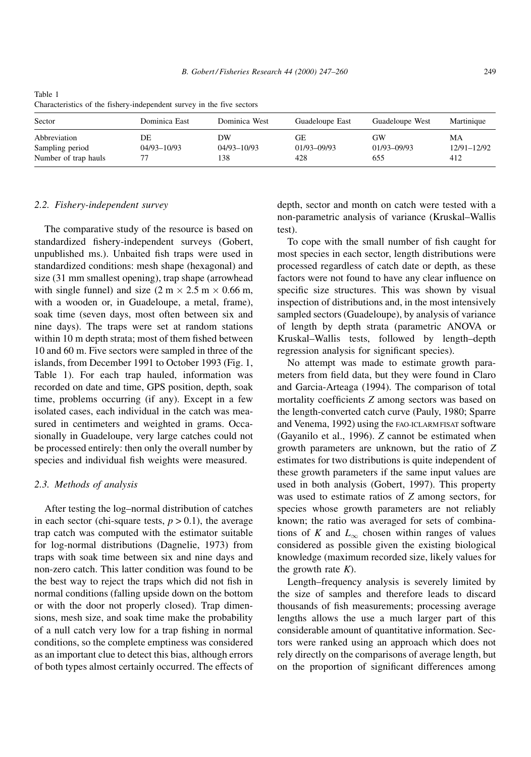Table 1
Characteristics of the fishery-independent survey in the five sectors

| Sector | Dominica East | Dominica West | Guadeloupe East | Guadeloupe West | Martinique |
|---|---|---|---|---|---|
| Abbreviation | DE | DW | GE | GW | MA |
| Sampling period | 04/93–10/93 | 04/93–10/93 | 01/93–09/93 | 01/93–09/93 | 12/91–12/92 |
| Number of trap hauls | 77 | 138 | 428 | 655 | 412 |

### 2.2. Fishery-independent survey

The comparative study of the resource is based on standardized fishery-independent surveys (Gobert, unpublished ms.). Unbaited fish traps were used in standardized conditions: mesh shape (hexagonal) and size (31 mm smallest opening), trap shape (arrowhead with single funnel) and size (2 m × 2.5 m × 0.66 m, with a wooden or, in Guadeloupe, a metal, frame), soak time (seven days, most often between six and nine days). The traps were set at random stations within 10 m depth strata; most of them fished between 10 and 60 m. Five sectors were sampled in three of the islands, from December 1991 to October 1993 (Fig. 1, Table 1). For each trap hauled, information was recorded on date and time, GPS position, depth, soak time, problems occurring (if any). Except in a few isolated cases, each individual in the catch was measured in centimeters and weighted in grams. Occasionally in Guadeloupe, very large catches could not be processed entirely: then only the overall number by species and individual fish weights were measured.

### 2.3. Methods of analysis

After testing the log–normal distribution of catches in each sector (chi-square tests, $p > 0.1$), the average trap catch was computed with the estimator suitable for log-normal distributions (Dagnelie, 1973) from traps with soak time between six and nine days and non-zero catch. This latter condition was found to be the best way to reject the traps which did not fish in normal conditions (falling upside down on the bottom or with the door not properly closed). Trap dimensions, mesh size, and soak time make the probability of a null catch very low for a trap fishing in normal conditions, so the complete emptiness was considered as an important clue to detect this bias, although errors of both types almost certainly occurred. The effects of depth, sector and month on catch were tested with a non-parametric analysis of variance (Kruskal–Wallis test).

To cope with the small number of fish caught for most species in each sector, length distributions were processed regardless of catch date or depth, as these factors were not found to have any clear influence on specific size structures. This was shown by visual inspection of distributions and, in the most intensively sampled sectors (Guadeloupe), by analysis of variance of length by depth strata (parametric ANOVA or Kruskal–Wallis tests, followed by length–depth regression analysis for significant species).

No attempt was made to estimate growth parameters from field data, but they were found in Claro and Garcia-Arteaga (1994). The comparison of total mortality coefficients $Z$ among sectors was based on the length-converted catch curve (Pauly, 1980; Sparre and Venema, 1992) using the FAO-ICLARM FISAT software (Gayanilo et al., 1996). $Z$ cannot be estimated when growth parameters are unknown, but the ratio of $Z$ estimates for two distributions is quite independent of these growth parameters if the same input values are used in both analysis (Gobert, 1997). This property was used to estimate ratios of $Z$ among sectors, for species whose growth parameters are not reliably known; the ratio was averaged for sets of combinations of $K$ and $L_\infty$ chosen within ranges of values considered as possible given the existing biological knowledge (maximum recorded size, likely values for the growth rate $K$).

Length–frequency analysis is severely limited by the size of samples and therefore leads to discard thousands of fish measurements; processing average lengths allows the use a much larger part of this considerable amount of quantitative information. Sectors were ranked using an approach which does not rely directly on the comparisons of average length, but on the proportion of significant differences among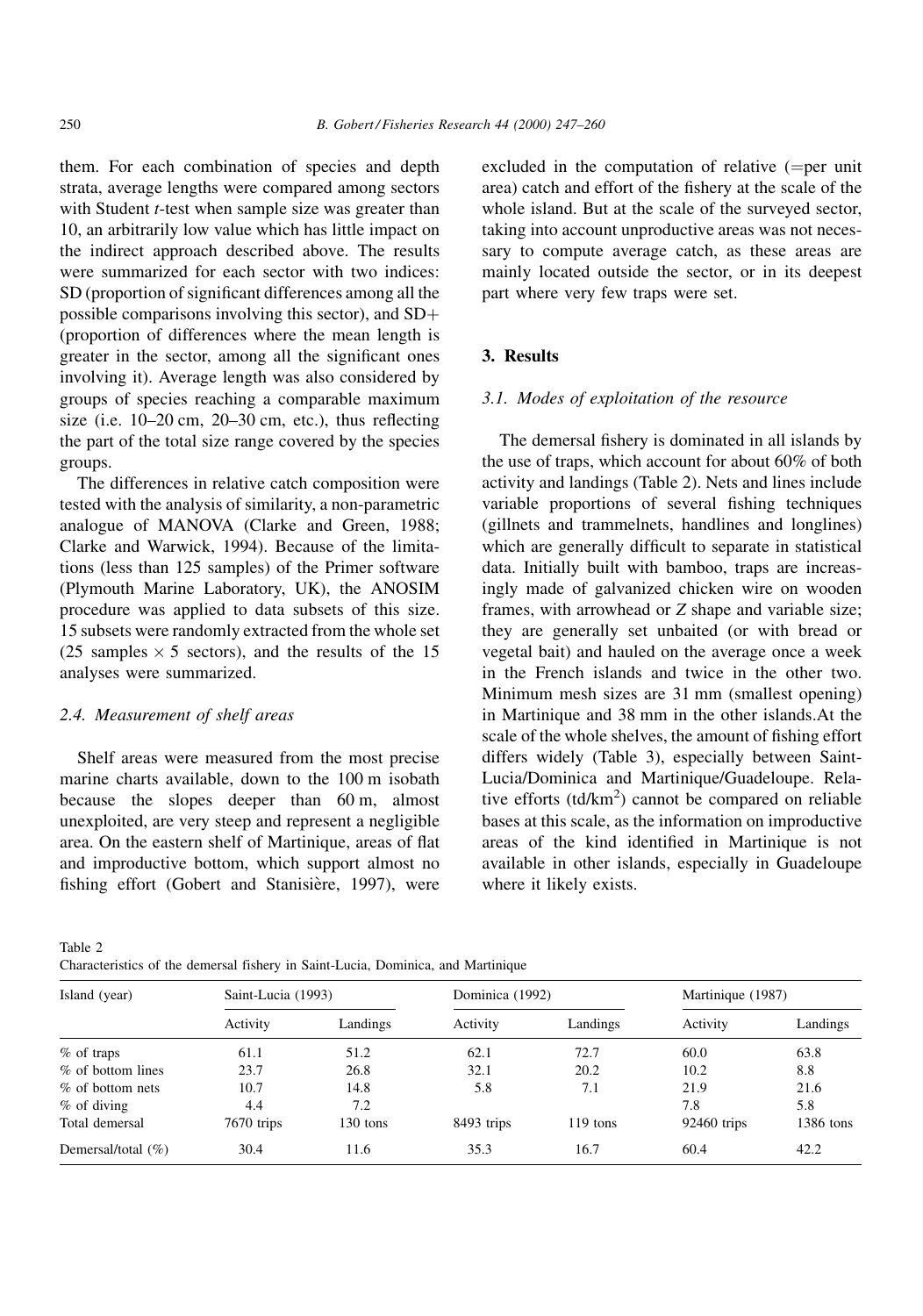them. For each combination of species and depth strata, average lengths were compared among sectors with Student *t*-test when sample size was greater than 10, an arbitrarily low value which has little impact on the indirect approach described above. The results were summarized for each sector with two indices: SD (proportion of significant differences among all the possible comparisons involving this sector), and SD+ (proportion of differences where the mean length is greater in the sector, among all the significant ones involving it). Average length was also considered by groups of species reaching a comparable maximum size (i.e. 10–20 cm, 20–30 cm, etc.), thus reflecting the part of the total size range covered by the species groups.

The differences in relative catch composition were tested with the analysis of similarity, a non-parametric analogue of MANOVA (Clarke and Green, 1988; Clarke and Warwick, 1994). Because of the limitations (less than 125 samples) of the Primer software (Plymouth Marine Laboratory, UK), the ANOSIM procedure was applied to data subsets of this size. 15 subsets were randomly extracted from the whole set (25 samples × 5 sectors), and the results of the 15 analyses were summarized.

### 2.4. Measurement of shelf areas

Shelf areas were measured from the most precise marine charts available, down to the 100 m isobath because the slopes deeper than 60 m, almost unexploited, are very steep and represent a negligible area. On the eastern shelf of Martinique, areas of flat and improductive bottom, which support almost no fishing effort (Gobert and Stanisière, 1997), were excluded in the computation of relative (=per unit area) catch and effort of the fishery at the scale of the whole island. But at the scale of the surveyed sector, taking into account unproductive areas was not necessary to compute average catch, as these areas are mainly located outside the sector, or in its deepest part where very few traps were set.

## 3. Results

### 3.1. Modes of exploitation of the resource

The demersal fishery is dominated in all islands by the use of traps, which account for about 60% of both activity and landings (Table 2). Nets and lines include variable proportions of several fishing techniques (gillnets and trammelnets, handlines and longlines) which are generally difficult to separate in statistical data. Initially built with bamboo, traps are increasingly made of galvanized chicken wire on wooden frames, with arrowhead or *Z* shape and variable size; they are generally set unbaited (or with bread or vegetal bait) and hauled on the average once a week in the French islands and twice in the other two. Minimum mesh sizes are 31 mm (smallest opening) in Martinique and 38 mm in the other islands.At the scale of the whole shelves, the amount of fishing effort differs widely (Table 3), especially between Saint-Lucia/Dominica and Martinique/Guadeloupe. Relative efforts (td/km$^2$) cannot be compared on reliable bases at this scale, as the information on improductive areas of the kind identified in Martinique is not available in other islands, especially in Guadeloupe where it likely exists.

Table 2
Characteristics of the demersal fishery in Saint-Lucia, Dominica, and Martinique

| Island (year) | Saint-Lucia (1993) | | Dominica (1992) | | Martinique (1987) | |
|---|---|---|---|---|---|---|
| | Activity | Landings | Activity | Landings | Activity | Landings |
| % of traps | 61.1 | 51.2 | 62.1 | 72.7 | 60.0 | 63.8 |
| % of bottom lines | 23.7 | 26.8 | 32.1 | 20.2 | 10.2 | 8.8 |
| % of bottom nets | 10.7 | 14.8 | 5.8 | 7.1 | 21.9 | 21.6 |
| % of diving | 4.4 | 7.2 | | | 7.8 | 5.8 |
| Total demersal | 7670 trips | 130 tons | 8493 trips | 119 tons | 92460 trips | 1386 tons |
| Demersal/total (%) | 30.4 | 11.6 | 35.3 | 16.7 | 60.4 | 42.2 |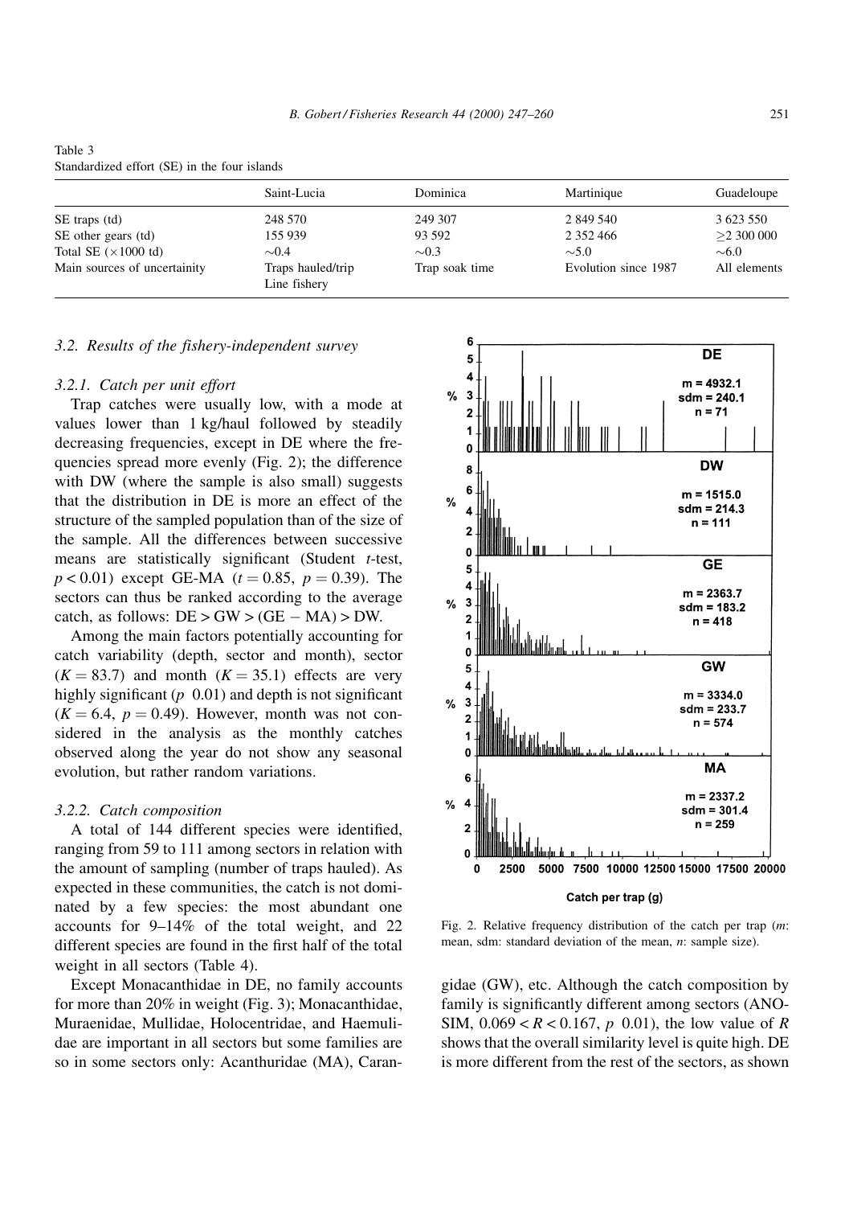Table 3
Standardized effort (SE) in the four islands

| | Saint-Lucia | Dominica | Martinique | Guadeloupe |
|---|---|---|---|---|
| SE traps (td) | 248 570 | 249 307 | 2 849 540 | 3 623 550 |
| SE other gears (td) | 155 939 | 93 592 | 2 352 466 | $\geq$2 300 000 |
| Total SE ($\times$1000 td) | $\sim$0.4 | $\sim$0.3 | $\sim$5.0 | $\sim$6.0 |
| Main sources of uncertainity | Traps hauled/trip Line fishery | Trap soak time | Evolution since 1987 | All elements |

### 3.2. Results of the fishery-independent survey

#### 3.2.1. Catch per unit effort

Trap catches were usually low, with a mode at values lower than 1 kg/haul followed by steadily decreasing frequencies, except in DE where the frequencies spread more evenly (Fig. 2); the difference with DW (where the sample is also small) suggests that the distribution in DE is more an effect of the structure of the sampled population than of the size of the sample. All the differences between successive means are statistically significant (Student *t*-test, $p < 0.01$) except GE-MA ($t = 0.85$, $p = 0.39$). The sectors can thus be ranked according to the average catch, as follows: DE > GW > (GE − MA) > DW.

Among the main factors potentially accounting for catch variability (depth, sector and month), sector ($K = 83.7$) and month ($K = 35.1$) effects are very highly significant ($p$ 0.01) and depth is not significant ($K = 6.4$, $p = 0.49$). However, month was not considered in the analysis as the monthly catches observed along the year do not show any seasonal evolution, but rather random variations.

#### 3.2.2. Catch composition

A total of 144 different species were identified, ranging from 59 to 111 among sectors in relation with the amount of sampling (number of traps hauled). As expected in these communities, the catch is not dominated by a few species: the most abundant one accounts for 9–14% of the total weight, and 22 different species are found in the first half of the total weight in all sectors (Table 4).

Except Monacanthidae in DE, no family accounts for more than 20% in weight (Fig. 3); Monacanthidae, Muraenidae, Mullidae, Holocentridae, and Haemulidae are important in all sectors but some families are so in some sectors only: Acanthuridae (MA), Carangidae (GW), etc. Although the catch composition by family is significantly different among sectors (ANOSIM, $0.069 < R < 0.167$, $p$ 0.01), the low value of $R$ shows that the overall similarity level is quite high. DE is more different from the rest of the sectors, as shown

Fig. 2. Relative frequency distribution of the catch per trap (*m*: mean, sdm: standard deviation of the mean, *n*: sample size).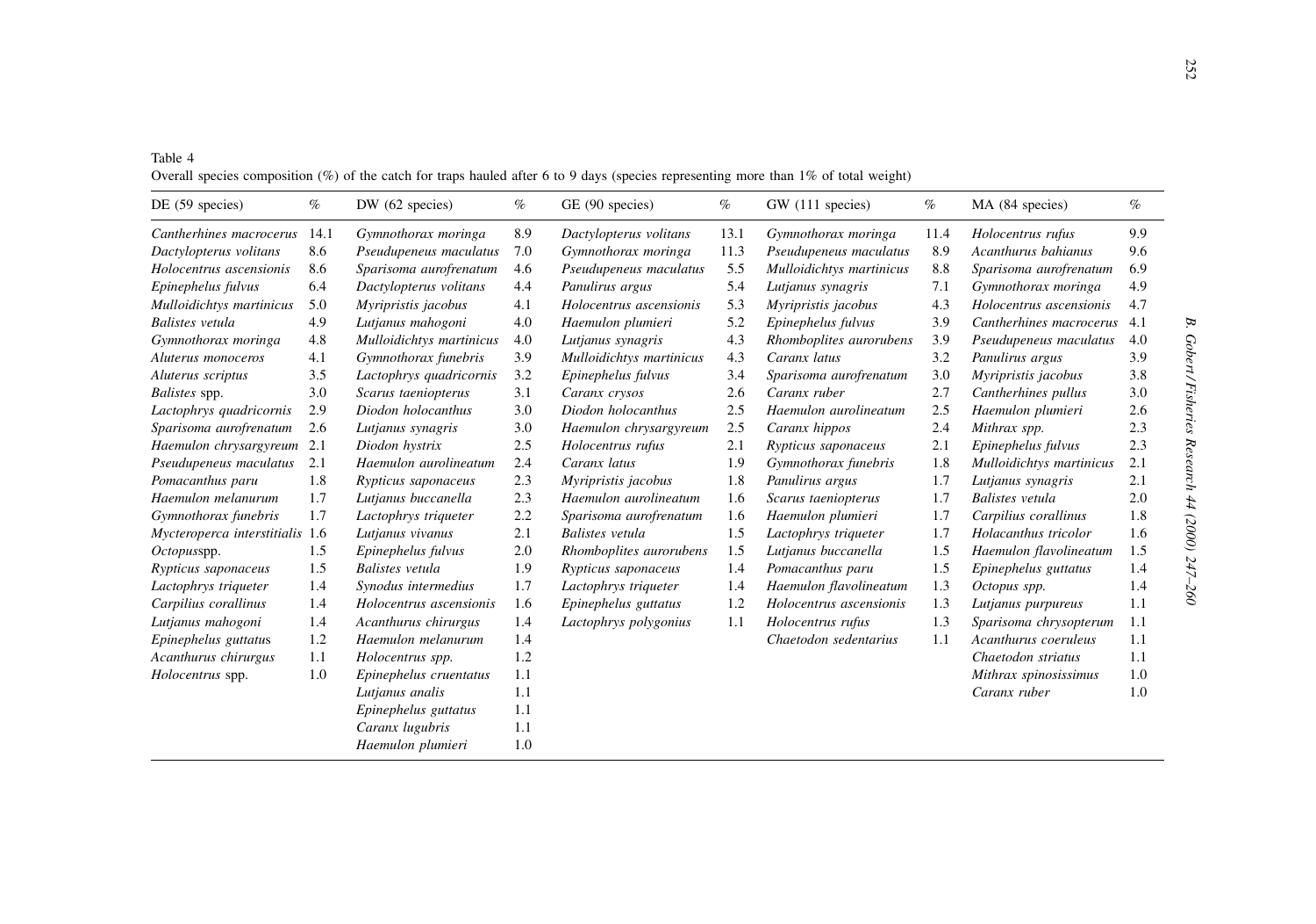Table 4
Overall species composition (%) of the catch for traps hauled after 6 to 9 days (species representing more than 1% of total weight)

| DE (59 species) | % | DW (62 species) | % | GE (90 species) | % | GW (111 species) | % | MA (84 species) | % |
|---|---|---|---|---|---|---|---|---|---|
| *Cantherhines macrocerus* | 14.1 | *Gymnothorax moringa* | 8.9 | *Dactylopterus volitans* | 13.1 | *Gymnothorax moringa* | 11.4 | *Holocentrus rufus* | 9.9 |
| *Dactylopterus volitans* | 8.6 | *Pseudupeneus maculatus* | 7.0 | *Gymnothorax moringa* | 11.3 | *Pseudupeneus maculatus* | 8.9 | *Acanthurus bahianus* | 9.6 |
| *Holocentrus ascensionis* | 8.6 | *Sparisoma aurofrenatum* | 4.6 | *Pseudupeneus maculatus* | 5.5 | *Mulloidichtys martinicus* | 8.8 | *Sparisoma aurofrenatum* | 6.9 |
| *Epinephelus fulvus* | 6.4 | *Dactylopterus volitans* | 4.4 | *Panulirus argus* | 5.4 | *Lutjanus synagris* | 7.1 | *Gymnothorax moringa* | 4.9 |
| *Mulloidichtys martinicus* | 5.0 | *Myripristis jacobus* | 4.1 | *Holocentrus ascensionis* | 5.3 | *Myripristis jacobus* | 4.3 | *Holocentrus ascensionis* | 4.7 |
| *Balistes vetula* | 4.9 | *Lutjanus mahogoni* | 4.0 | *Haemulon plumieri* | 5.2 | *Epinephelus fulvus* | 3.9 | *Cantherhines macrocerus* | 4.1 |
| *Gymnothorax moringa* | 4.8 | *Mulloidichtys martinicus* | 4.0 | *Lutjanus synagris* | 4.3 | *Rhomboplites aurorubens* | 3.9 | *Pseudupeneus maculatus* | 4.0 |
| *Aluterus monoceros* | 4.1 | *Gymnothorax funebris* | 3.9 | *Mulloidichtys martinicus* | 4.3 | *Caranx latus* | 3.2 | *Panulirus argus* | 3.9 |
| *Aluterus scriptus* | 3.5 | *Lactophrys quadricornis* | 3.2 | *Epinephelus fulvus* | 3.4 | *Sparisoma aurofrenatum* | 3.0 | *Myripristis jacobus* | 3.8 |
| *Balistes* spp. | 3.0 | *Scarus taeniopterus* | 3.1 | *Caranx crysos* | 2.6 | *Caranx ruber* | 2.7 | *Cantherhines pullus* | 3.0 |
| *Lactophrys quadricornis* | 2.9 | *Diodon holocanthus* | 3.0 | *Diodon holocanthus* | 2.5 | *Haemulon aurolineatum* | 2.5 | *Haemulon plumieri* | 2.6 |
| *Sparisoma aurofrenatum* | 2.6 | *Lutjanus synagris* | 3.0 | *Haemulon chrysargyreum* | 2.5 | *Caranx hippos* | 2.4 | *Mithrax spp.* | 2.3 |
| *Haemulon chrysargyreum* | 2.1 | *Diodon hystrix* | 2.5 | *Holocentrus rufus* | 2.1 | *Rypticus saponaceus* | 2.1 | *Epinephelus fulvus* | 2.3 |
| *Pseudupeneus maculatus* | 2.1 | *Haemulon aurolineatum* | 2.4 | *Caranx latus* | 1.9 | *Gymnothorax funebris* | 1.8 | *Mulloidichtys martinicus* | 2.1 |
| *Pomacanthus paru* | 1.8 | *Rypticus saponaceus* | 2.3 | *Myripristis jacobus* | 1.8 | *Panulirus argus* | 1.7 | *Lutjanus synagris* | 2.1 |
| *Haemulon melanurum* | 1.7 | *Lutjanus buccanella* | 2.3 | *Haemulon aurolineatum* | 1.6 | *Scarus taeniopterus* | 1.7 | *Balistes vetula* | 2.0 |
| *Gymnothorax funebris* | 1.7 | *Lactophrys triqueter* | 2.2 | *Sparisoma aurofrenatum* | 1.6 | *Haemulon plumieri* | 1.7 | *Carpilius corallinus* | 1.8 |
| *Mycteroperca interstitialis* | 1.6 | *Lutjanus vivanus* | 2.1 | *Balistes vetula* | 1.5 | *Lactophrys triqueter* | 1.7 | *Holacanthus tricolor* | 1.6 |
| *Octopus*spp. | 1.5 | *Epinephelus fulvus* | 2.0 | *Rhomboplites aurorubens* | 1.5 | *Lutjanus buccanella* | 1.5 | *Haemulon flavolineatum* | 1.5 |
| *Rypticus saponaceus* | 1.5 | *Balistes vetula* | 1.9 | *Rypticus saponaceus* | 1.4 | *Pomacanthus paru* | 1.5 | *Epinephelus guttatus* | 1.4 |
| *Lactophrys triqueter* | 1.4 | *Synodus intermedius* | 1.7 | *Lactophrys triqueter* | 1.4 | *Haemulon flavolineatum* | 1.3 | *Octopus spp.* | 1.4 |
| *Carpilius corallinus* | 1.4 | *Holocentrus ascensionis* | 1.6 | *Epinephelus guttatus* | 1.2 | *Holocentrus ascensionis* | 1.3 | *Lutjanus purpureus* | 1.1 |
| *Lutjanus mahogoni* | 1.4 | *Acanthurus chirurgus* | 1.4 | *Lactophrys polygonius* | 1.1 | *Holocentrus rufus* | 1.3 | *Sparisoma chrysopterum* | 1.1 |
| *Epinephelus guttatus* | 1.2 | *Haemulon melanurum* | 1.4 | | | *Chaetodon sedentarius* | 1.1 | *Acanthurus coeruleus* | 1.1 |
| *Acanthurus chirurgus* | 1.1 | *Holocentrus spp.* | 1.2 | | | | | *Chaetodon striatus* | 1.1 |
| *Holocentrus* spp. | 1.0 | *Epinephelus cruentatus* | 1.1 | | | | | *Mithrax spinosissimus* | 1.0 |
| | | *Lutjanus analis* | 1.1 | | | | | *Caranx ruber* | 1.0 |
| | | *Epinephelus guttatus* | 1.1 | | | | | | |
| | | *Caranx lugubris* | 1.1 | | | | | | |
| | | *Haemulon plumieri* | 1.0 | | | | | | |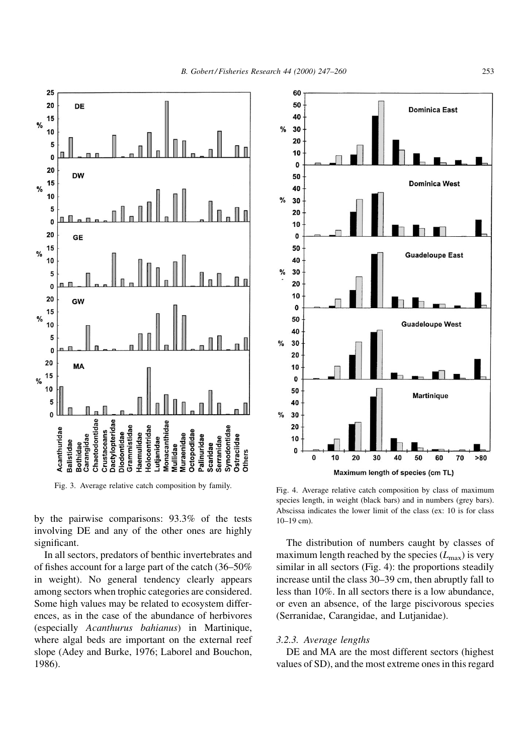Fig. 3. Average relative catch composition by family.

Fig. 4. Average relative catch composition by class of maximum species length, in weight (black bars) and in numbers (grey bars). Abscissa indicates the lower limit of the class (ex: 10 is for class 10–19 cm).

by the pairwise comparisons: 93.3% of the tests involving DE and any of the other ones are highly significant.

In all sectors, predators of benthic invertebrates and of fishes account for a large part of the catch (36–50% in weight). No general tendency clearly appears among sectors when trophic categories are considered. Some high values may be related to ecosystem differences, as in the case of the abundance of herbivores (especially *Acanthurus bahianus*) in Martinique, where algal beds are important on the external reef slope (Adey and Burke, 1976; Laborel and Bouchon, 1986).

The distribution of numbers caught by classes of maximum length reached by the species ($L_{max}$) is very similar in all sectors (Fig. 4): the proportions steadily increase until the class 30–39 cm, then abruptly fall to less than 10%. In all sectors there is a low abundance, or even an absence, of the large piscivorous species (Serranidae, Carangidae, and Lutjanidae).

### 3.2.3. Average lengths

DE and MA are the most different sectors (highest values of SD), and the most extreme ones in this regard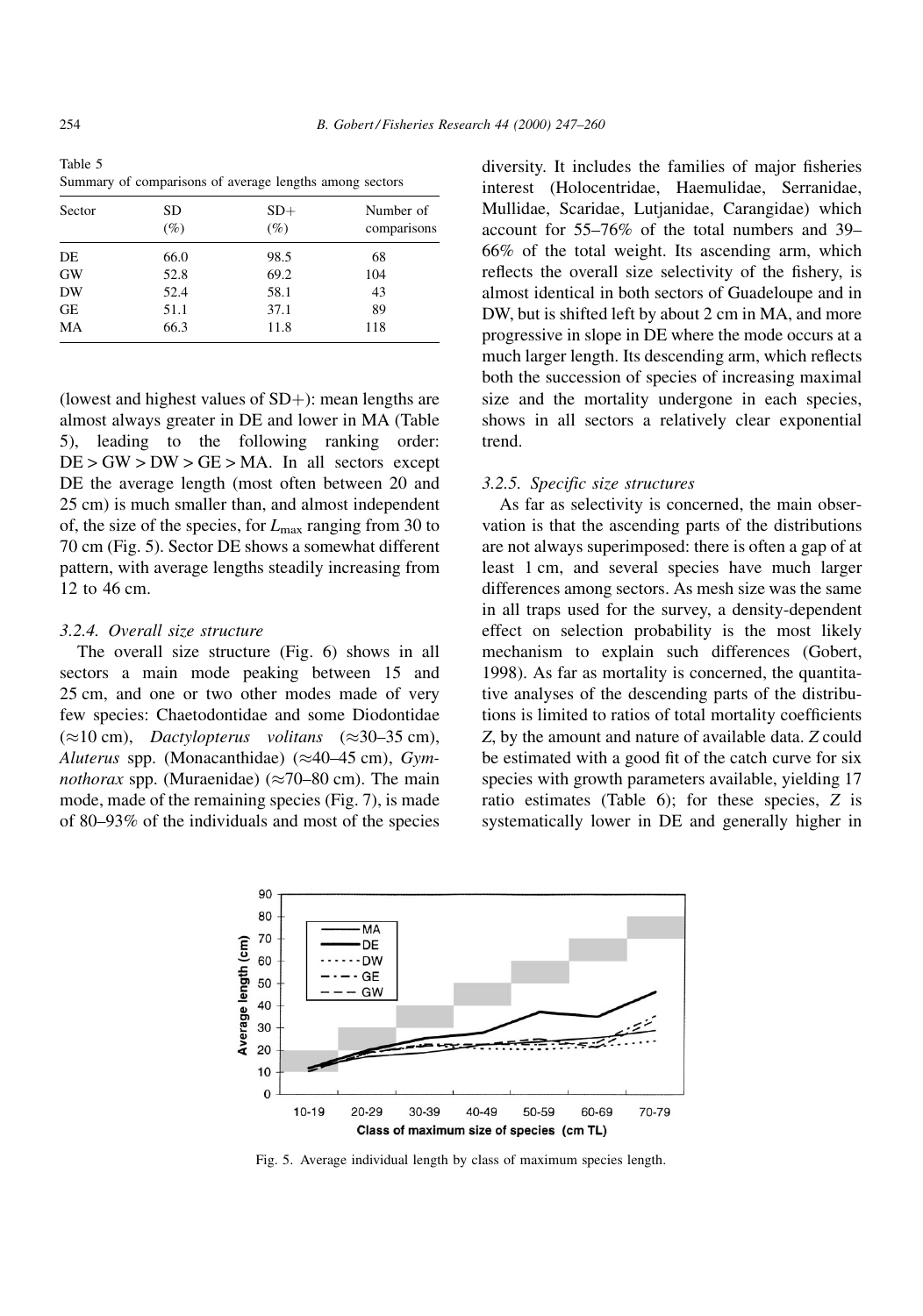Table 5
Summary of comparisons of average lengths among sectors

| Sector | SD (%) | SD+ (%) | Number of comparisons |
|---|---|---|---|
| DE | 66.0 | 98.5 | 68 |
| GW | 52.8 | 69.2 | 104 |
| DW | 52.4 | 58.1 | 43 |
| GE | 51.1 | 37.1 | 89 |
| MA | 66.3 | 11.8 | 118 |

(lowest and highest values of SD+): mean lengths are almost always greater in DE and lower in MA (Table 5), leading to the following ranking order: DE > GW > DW > GE > MA. In all sectors except DE the average length (most often between 20 and 25 cm) is much smaller than, and almost independent of, the size of the species, for $L_{max}$ ranging from 30 to 70 cm (Fig. 5). Sector DE shows a somewhat different pattern, with average lengths steadily increasing from 12 to 46 cm.

#### 3.2.4. Overall size structure

The overall size structure (Fig. 6) shows in all sectors a main mode peaking between 15 and 25 cm, and one or two other modes made of very few species: Chaetodontidae and some Diodontidae (≈10 cm), *Dactylopterus volitans* (≈30–35 cm), *Aluterus* spp. (Monacanthidae) (≈40–45 cm), *Gymnothorax* spp. (Muraenidae) (≈70–80 cm). The main mode, made of the remaining species (Fig. 7), is made of 80–93% of the individuals and most of the species diversity. It includes the families of major fisheries interest (Holocentridae, Haemulidae, Serranidae, Mullidae, Scaridae, Lutjanidae, Carangidae) which account for 55–76% of the total numbers and 39–66% of the total weight. Its ascending arm, which reflects the overall size selectivity of the fishery, is almost identical in both sectors of Guadeloupe and in DW, but is shifted left by about 2 cm in MA, and more progressive in slope in DE where the mode occurs at a much larger length. Its descending arm, which reflects both the succession of species of increasing maximal size and the mortality undergone in each species, shows in all sectors a relatively clear exponential trend.

#### 3.2.5. Specific size structures

As far as selectivity is concerned, the main observation is that the ascending parts of the distributions are not always superimposed: there is often a gap of at least 1 cm, and several species have much larger differences among sectors. As mesh size was the same in all traps used for the survey, a density-dependent effect on selection probability is the most likely mechanism to explain such differences (Gobert, 1998). As far as mortality is concerned, the quantitative analyses of the descending parts of the distributions is limited to ratios of total mortality coefficients *Z*, by the amount and nature of available data. *Z* could be estimated with a good fit of the catch curve for six species with growth parameters available, yielding 17 ratio estimates (Table 6); for these species, *Z* is systematically lower in DE and generally higher in

Fig. 5. Average individual length by class of maximum species length.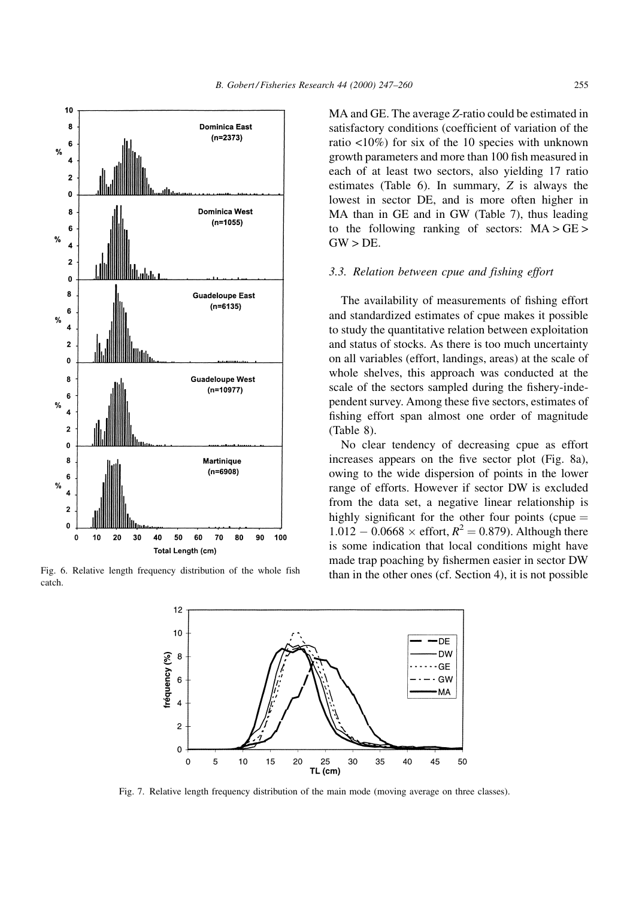MA and GE. The average $Z$-ratio could be estimated in satisfactory conditions (coefficient of variation of the ratio <10%) for six of the 10 species with unknown growth parameters and more than 100 fish measured in each of at least two sectors, also yielding 17 ratio estimates (Table 6). In summary, $Z$ is always the lowest in sector DE, and is more often higher in MA than in GE and in GW (Table 7), thus leading to the following ranking of sectors: MA > GE > GW > DE.

### 3.3. Relation between cpue and fishing effort

The availability of measurements of fishing effort and standardized estimates of cpue makes it possible to study the quantitative relation between exploitation and status of stocks. As there is too much uncertainty on all variables (effort, landings, areas) at the scale of whole shelves, this approach was conducted at the scale of the sectors sampled during the fishery-independent survey. Among these five sectors, estimates of fishing effort span almost one order of magnitude (Table 8).

No clear tendency of decreasing cpue as effort increases appears on the five sector plot (Fig. 8a), owing to the wide dispersion of points in the lower range of efforts. However if sector DW is excluded from the data set, a negative linear relationship is highly significant for the other four points (cpue $= 1.012 - 0.0668 \times$ effort, $R^2 = 0.879$). Although there is some indication that local conditions might have made trap poaching by fishermen easier in sector DW than in the other ones (cf. Section 4), it is not possible

Fig. 6. Relative length frequency distribution of the whole fish catch.

Fig. 7. Relative length frequency distribution of the main mode (moving average on three classes).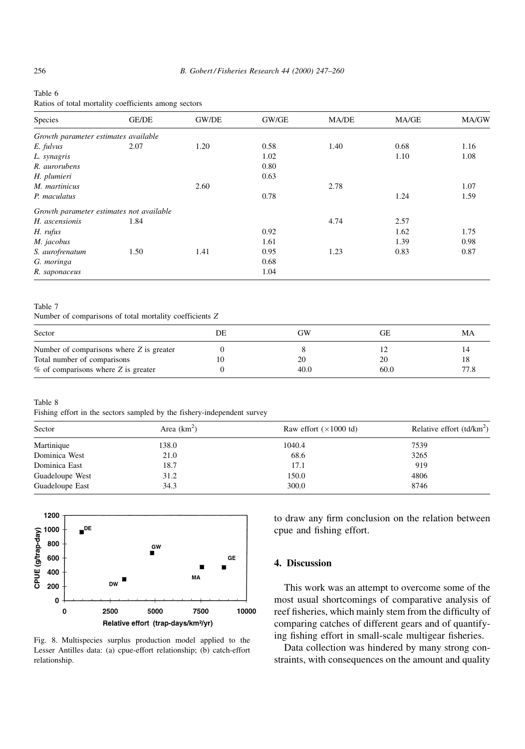Table 6
Ratios of total mortality coefficients among sectors

| Species | GE/DE | GW/DE | GW/GE | MA/DE | MA/GE | MA/GW |
|---|---|---|---|---|---|---|
| *Growth parameter estimates available* | | | | | | |
| *E. fulvus* | 2.07 | 1.20 | 0.58 | 1.40 | 0.68 | 1.16 |
| *L. synagris* | | | 1.02 | | 1.10 | 1.08 |
| *R. aurorubens* | | | 0.80 | | | |
| *H. plumieri* | | | 0.63 | | | |
| *M. martinicus* | | 2.60 | | 2.78 | | 1.07 |
| *P. maculatus* | | | 0.78 | | 1.24 | 1.59 |
| *Growth parameter estimates not available* | | | | | | |
| *H. ascensionis* | 1.84 | | | 4.74 | 2.57 | |
| *H. rufus* | | | 0.92 | | 1.62 | 1.75 |
| *M. jacobus* | | | 1.61 | | 1.39 | 0.98 |
| *S. aurofrenatum* | 1.50 | 1.41 | 0.95 | 1.23 | 0.83 | 0.87 |
| *G. moringa* | | | 0.68 | | | |
| *R. saponaceus* | | | 1.04 | | | |

Table 7
Number of comparisons of total mortality coefficients $Z$

| Sector | DE | GW | GE | MA |
|---|---|---|---|---|
| Number of comparisons where $Z$ is greater | 0 | 8 | 12 | 14 |
| Total number of comparisons | 10 | 20 | 20 | 18 |
| % of comparisons where $Z$ is greater | 0 | 40.0 | 60.0 | 77.8 |

Table 8
Fishing effort in the sectors sampled by the fishery-independent survey

| Sector | Area (km$^2$) | Raw effort ($\times$1000 td) | Relative effort (td/km$^2$) |
|---|---|---|---|
| Martinique | 138.0 | 1040.4 | 7539 |
| Dominica West | 21.0 | 68.6 | 3265 |
| Dominica East | 18.7 | 17.1 | 919 |
| Guadeloupe West | 31.2 | 150.0 | 4806 |
| Guadeloupe East | 34.3 | 300.0 | 8746 |

Fig. 8. Multispecies surplus production model applied to the Lesser Antilles data: (a) cpue-effort relationship; (b) catch-effort relationship.

to draw any firm conclusion on the relation between cpue and fishing effort.

## 4. Discussion

This work was an attempt to overcome some of the most usual shortcomings of comparative analysis of reef fisheries, which mainly stem from the difficulty of comparing catches of different gears and of quantifying fishing effort in small-scale multigear fisheries.

Data collection was hindered by many strong constraints, with consequences on the amount and quality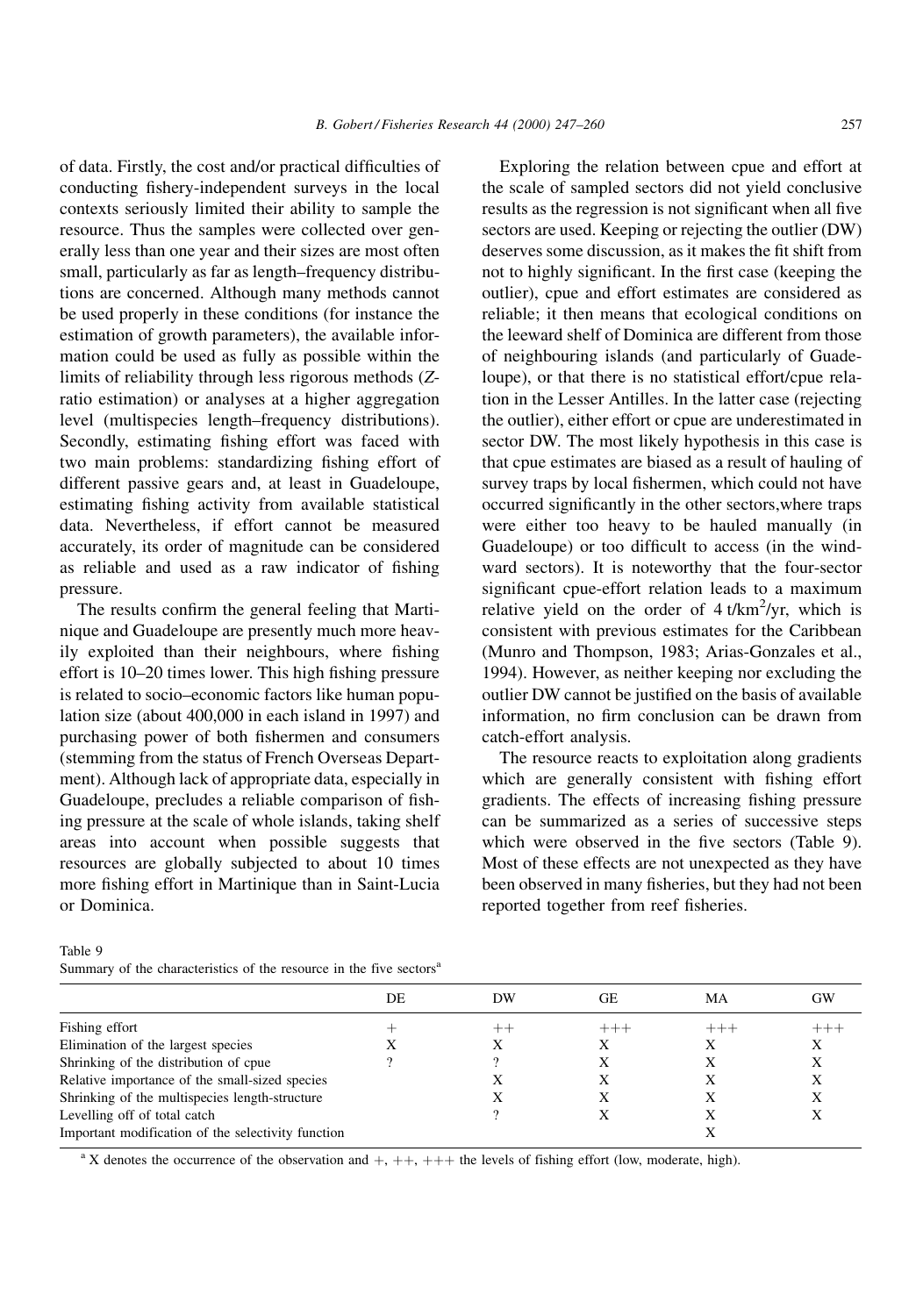of data. Firstly, the cost and/or practical difficulties of conducting fishery-independent surveys in the local contexts seriously limited their ability to sample the resource. Thus the samples were collected over generally less than one year and their sizes are most often small, particularly as far as length–frequency distributions are concerned. Although many methods cannot be used properly in these conditions (for instance the estimation of growth parameters), the available information could be used as fully as possible within the limits of reliability through less rigorous methods (*Z*-ratio estimation) or analyses at a higher aggregation level (multispecies length–frequency distributions). Secondly, estimating fishing effort was faced with two main problems: standardizing fishing effort of different passive gears and, at least in Guadeloupe, estimating fishing activity from available statistical data. Nevertheless, if effort cannot be measured accurately, its order of magnitude can be considered as reliable and used as a raw indicator of fishing pressure.

The results confirm the general feeling that Martinique and Guadeloupe are presently much more heavily exploited than their neighbours, where fishing effort is 10–20 times lower. This high fishing pressure is related to socio–economic factors like human population size (about 400,000 in each island in 1997) and purchasing power of both fishermen and consumers (stemming from the status of French Overseas Department). Although lack of appropriate data, especially in Guadeloupe, precludes a reliable comparison of fishing pressure at the scale of whole islands, taking shelf areas into account when possible suggests that resources are globally subjected to about 10 times more fishing effort in Martinique than in Saint-Lucia or Dominica.

Exploring the relation between cpue and effort at the scale of sampled sectors did not yield conclusive results as the regression is not significant when all five sectors are used. Keeping or rejecting the outlier (DW) deserves some discussion, as it makes the fit shift from not to highly significant. In the first case (keeping the outlier), cpue and effort estimates are considered as reliable; it then means that ecological conditions on the leeward shelf of Dominica are different from those of neighbouring islands (and particularly of Guadeloupe), or that there is no statistical effort/cpue relation in the Lesser Antilles. In the latter case (rejecting the outlier), either effort or cpue are underestimated in sector DW. The most likely hypothesis in this case is that cpue estimates are biased as a result of hauling of survey traps by local fishermen, which could not have occurred significantly in the other sectors,where traps were either too heavy to be hauled manually (in Guadeloupe) or too difficult to access (in the windward sectors). It is noteworthy that the four-sector significant cpue-effort relation leads to a maximum relative yield on the order of 4 t/km$^2$/yr, which is consistent with previous estimates for the Caribbean (Munro and Thompson, 1983; Arias-Gonzales et al., 1994). However, as neither keeping nor excluding the outlier DW cannot be justified on the basis of available information, no firm conclusion can be drawn from catch-effort analysis.

The resource reacts to exploitation along gradients which are generally consistent with fishing effort gradients. The effects of increasing fishing pressure can be summarized as a series of successive steps which were observed in the five sectors (Table 9). Most of these effects are not unexpected as they have been observed in many fisheries, but they had not been reported together from reef fisheries.

Table 9
Summary of the characteristics of the resource in the five sectors[a]

| | DE | DW | GE | MA | GW |
|---|---|---|---|---|---|
| Fishing effort | + | ++ | +++ | +++ | +++ |
| Elimination of the largest species | X | X | X | X | X |
| Shrinking of the distribution of cpue | ? | ? | X | X | X |
| Relative importance of the small-sized species | | X | X | X | X |
| Shrinking of the multispecies length-structure | | X | X | X | X |
| Levelling off of total catch | | ? | X | X | X |
| Important modification of the selectivity function | | | | X | |

[a] X denotes the occurrence of the observation and +, ++, +++ the levels of fishing effort (low, moderate, high).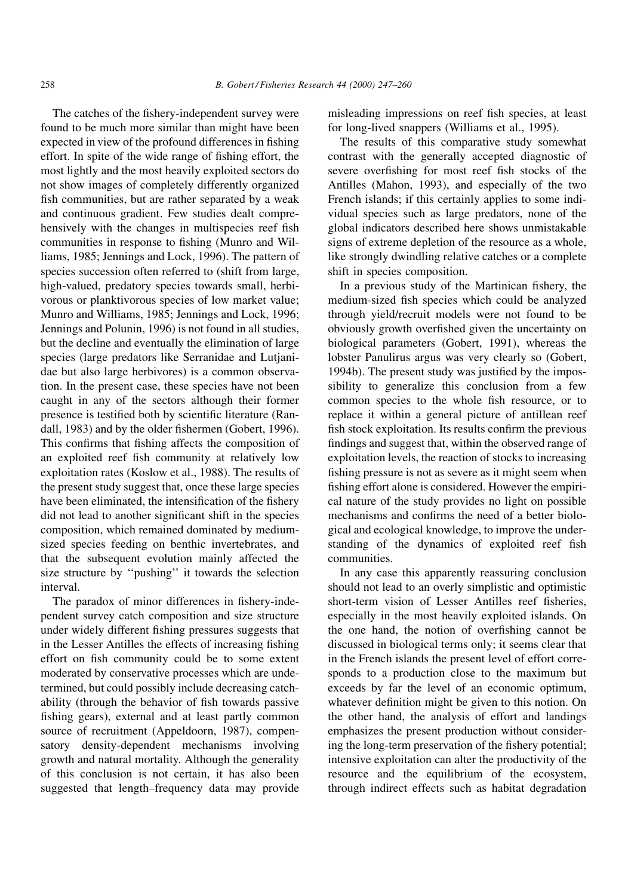The catches of the fishery-independent survey were found to be much more similar than might have been expected in view of the profound differences in fishing effort. In spite of the wide range of fishing effort, the most lightly and the most heavily exploited sectors do not show images of completely differently organized fish communities, but are rather separated by a weak and continuous gradient. Few studies dealt comprehensively with the changes in multispecies reef fish communities in response to fishing (Munro and Williams, 1985; Jennings and Lock, 1996). The pattern of species succession often referred to (shift from large, high-valued, predatory species towards small, herbivorous or planktivorous species of low market value; Munro and Williams, 1985; Jennings and Lock, 1996; Jennings and Polunin, 1996) is not found in all studies, but the decline and eventually the elimination of large species (large predators like Serranidae and Lutjanidae but also large herbivores) is a common observation. In the present case, these species have not been caught in any of the sectors although their former presence is testified both by scientific literature (Randall, 1983) and by the older fishermen (Gobert, 1996). This confirms that fishing affects the composition of an exploited reef fish community at relatively low exploitation rates (Koslow et al., 1988). The results of the present study suggest that, once these large species have been eliminated, the intensification of the fishery did not lead to another significant shift in the species composition, which remained dominated by medium-sized species feeding on benthic invertebrates, and that the subsequent evolution mainly affected the size structure by ''pushing'' it towards the selection interval.

The paradox of minor differences in fishery-independent survey catch composition and size structure under widely different fishing pressures suggests that in the Lesser Antilles the effects of increasing fishing effort on fish community could be to some extent moderated by conservative processes which are undetermined, but could possibly include decreasing catchability (through the behavior of fish towards passive fishing gears), external and at least partly common source of recruitment (Appeldoorn, 1987), compensatory density-dependent mechanisms involving growth and natural mortality. Although the generality of this conclusion is not certain, it has also been suggested that length–frequency data may provide misleading impressions on reef fish species, at least for long-lived snappers (Williams et al., 1995).

The results of this comparative study somewhat contrast with the generally accepted diagnostic of severe overfishing for most reef fish stocks of the Antilles (Mahon, 1993), and especially of the two French islands; if this certainly applies to some individual species such as large predators, none of the global indicators described here shows unmistakable signs of extreme depletion of the resource as a whole, like strongly dwindling relative catches or a complete shift in species composition.

In a previous study of the Martinican fishery, the medium-sized fish species which could be analyzed through yield/recruit models were not found to be obviously growth overfished given the uncertainty on biological parameters (Gobert, 1991), whereas the lobster Panulirus argus was very clearly so (Gobert, 1994b). The present study was justified by the impossibility to generalize this conclusion from a few common species to the whole fish resource, or to replace it within a general picture of antillean reef fish stock exploitation. Its results confirm the previous findings and suggest that, within the observed range of exploitation levels, the reaction of stocks to increasing fishing pressure is not as severe as it might seem when fishing effort alone is considered. However the empirical nature of the study provides no light on possible mechanisms and confirms the need of a better biological and ecological knowledge, to improve the understanding of the dynamics of exploited reef fish communities.

In any case this apparently reassuring conclusion should not lead to an overly simplistic and optimistic short-term vision of Lesser Antilles reef fisheries, especially in the most heavily exploited islands. On the one hand, the notion of overfishing cannot be discussed in biological terms only; it seems clear that in the French islands the present level of effort corresponds to a production close to the maximum but exceeds by far the level of an economic optimum, whatever definition might be given to this notion. On the other hand, the analysis of effort and landings emphasizes the present production without considering the long-term preservation of the fishery potential; intensive exploitation can alter the productivity of the resource and the equilibrium of the ecosystem, through indirect effects such as habitat degradation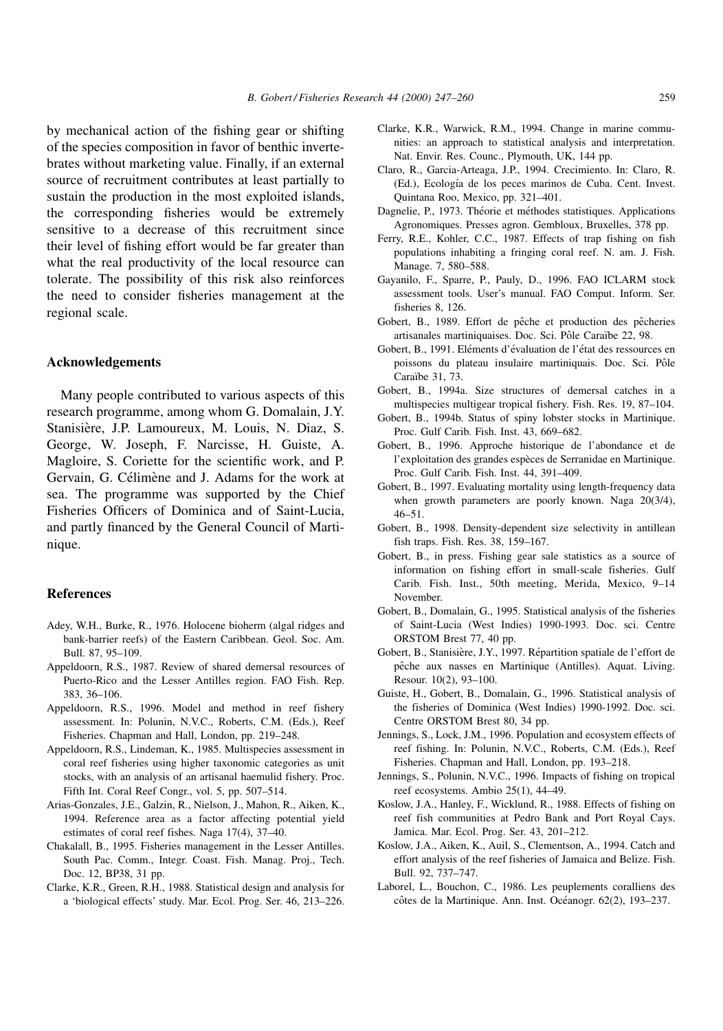by mechanical action of the fishing gear or shifting of the species composition in favor of benthic invertebrates without marketing value. Finally, if an external source of recruitment contributes at least partially to sustain the production in the most exploited islands, the corresponding fisheries would be extremely sensitive to a decrease of this recruitment since their level of fishing effort would be far greater than what the real productivity of the local resource can tolerate. The possibility of this risk also reinforces the need to consider fisheries management at the regional scale.

## Acknowledgements

Many people contributed to various aspects of this research programme, among whom G. Domalain, J.Y. Stanisière, J.P. Lamoureux, M. Louis, N. Diaz, S. George, W. Joseph, F. Narcisse, H. Guiste, A. Magloire, S. Coriette for the scientific work, and P. Gervain, G. Célimène and J. Adams for the work at sea. The programme was supported by the Chief Fisheries Officers of Dominica and of Saint-Lucia, and partly financed by the General Council of Martinique.

## References

Adey, W.H., Burke, R., 1976. Holocene bioherm (algal ridges and bank-barrier reefs) of the Eastern Caribbean. Geol. Soc. Am. Bull. 87, 95–109.

Appeldoorn, R.S., 1987. Review of shared demersal resources of Puerto-Rico and the Lesser Antilles region. FAO Fish. Rep. 383, 36–106.

Appeldoorn, R.S., 1996. Model and method in reef fishery assessment. In: Polunin, N.V.C., Roberts, C.M. (Eds.), Reef Fisheries. Chapman and Hall, London, pp. 219–248.

Appeldoorn, R.S., Lindeman, K., 1985. Multispecies assessment in coral reef fisheries using higher taxonomic categories as unit stocks, with an analysis of an artisanal haemulid fishery. Proc. Fifth Int. Coral Reef Congr., vol. 5, pp. 507–514.

Arias-Gonzales, J.E., Galzin, R., Nielson, J., Mahon, R., Aiken, K., 1994. Reference area as a factor affecting potential yield estimates of coral reef fishes. Naga 17(4), 37–40.

Chakalall, B., 1995. Fisheries management in the Lesser Antilles. South Pac. Comm., Integr. Coast. Fish. Manag. Proj., Tech. Doc. 12, BP38, 31 pp.

Clarke, K.R., Green, R.H., 1988. Statistical design and analysis for a 'biological effects' study. Mar. Ecol. Prog. Ser. 46, 213–226.

Clarke, K.R., Warwick, R.M., 1994. Change in marine communities: an approach to statistical analysis and interpretation. Nat. Envir. Res. Counc., Plymouth, UK, 144 pp.

Claro, R., Garcia-Arteaga, J.P., 1994. Crecimiento. In: Claro, R. (Ed.), Ecología de los peces marinos de Cuba. Cent. Invest. Quintana Roo, Mexico, pp. 321–401.

Dagnelie, P., 1973. Théorie et méthodes statistiques. Applications Agronomiques. Presses agron. Gembloux, Bruxelles, 378 pp.

Ferry, R.E., Kohler, C.C., 1987. Effects of trap fishing on fish populations inhabiting a fringing coral reef. N. am. J. Fish. Manage. 7, 580–588.

Gayanilo, F., Sparre, P., Pauly, D., 1996. FAO ICLARM stock assessment tools. User's manual. FAO Comput. Inform. Ser. fisheries 8, 126.

Gobert, B., 1989. Effort de pêche et production des pêcheries artisanales martiniquaises. Doc. Sci. Pôle Caraïbe 22, 98.

Gobert, B., 1991. Eléments d'évaluation de l'état des ressources en poissons du plateau insulaire martiniquais. Doc. Sci. Pôle Caraïbe 31, 73.

Gobert, B., 1994a. Size structures of demersal catches in a multispecies multigear tropical fishery. Fish. Res. 19, 87–104.

Gobert, B., 1994b. Status of spiny lobster stocks in Martinique. Proc. Gulf Carib. Fish. Inst. 43, 669–682.

Gobert, B., 1996. Approche historique de l'abondance et de l'exploitation des grandes espèces de Serranidae en Martinique. Proc. Gulf Carib. Fish. Inst. 44, 391–409.

Gobert, B., 1997. Evaluating mortality using length-frequency data when growth parameters are poorly known. Naga 20(3/4), 46–51.

Gobert, B., 1998. Density-dependent size selectivity in antillean fish traps. Fish. Res. 38, 159–167.

Gobert, B., in press. Fishing gear sale statistics as a source of information on fishing effort in small-scale fisheries. Gulf Carib. Fish. Inst., 50th meeting, Merida, Mexico, 9–14 November.

Gobert, B., Domalain, G., 1995. Statistical analysis of the fisheries of Saint-Lucia (West Indies) 1990-1993. Doc. sci. Centre ORSTOM Brest 77, 40 pp.

Gobert, B., Stanisière, J.Y., 1997. Répartition spatiale de l'effort de pêche aux nasses en Martinique (Antilles). Aquat. Living. Resour. 10(2), 93–100.

Guiste, H., Gobert, B., Domalain, G., 1996. Statistical analysis of the fisheries of Dominica (West Indies) 1990-1992. Doc. sci. Centre ORSTOM Brest 80, 34 pp.

Jennings, S., Lock, J.M., 1996. Population and ecosystem effects of reef fishing. In: Polunin, N.V.C., Roberts, C.M. (Eds.), Reef Fisheries. Chapman and Hall, London, pp. 193–218.

Jennings, S., Polunin, N.V.C., 1996. Impacts of fishing on tropical reef ecosystems. Ambio 25(1), 44–49.

Koslow, J.A., Hanley, F., Wicklund, R., 1988. Effects of fishing on reef fish communities at Pedro Bank and Port Royal Cays. Jamica. Mar. Ecol. Prog. Ser. 43, 201–212.

Koslow, J.A., Aiken, K., Auil, S., Clementson, A., 1994. Catch and effort analysis of the reef fisheries of Jamaica and Belize. Fish. Bull. 92, 737–747.

Laborel, L., Bouchon, C., 1986. Les peuplements coralliens des côtes de la Martinique. Ann. Inst. Océanogr. 62(2), 193–237.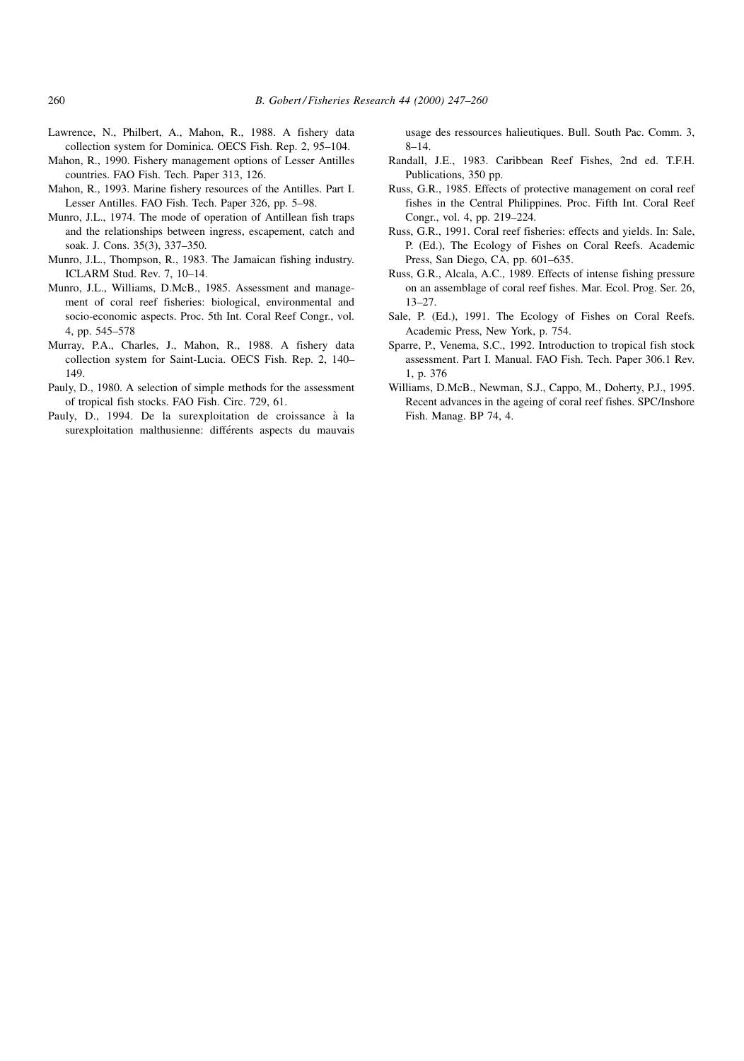Lawrence, N., Philbert, A., Mahon, R., 1988. A fishery data collection system for Dominica. OECS Fish. Rep. 2, 95–104.

Mahon, R., 1990. Fishery management options of Lesser Antilles countries. FAO Fish. Tech. Paper 313, 126.

Mahon, R., 1993. Marine fishery resources of the Antilles. Part I. Lesser Antilles. FAO Fish. Tech. Paper 326, pp. 5–98.

Munro, J.L., 1974. The mode of operation of Antillean fish traps and the relationships between ingress, escapement, catch and soak. J. Cons. 35(3), 337–350.

Munro, J.L., Thompson, R., 1983. The Jamaican fishing industry. ICLARM Stud. Rev. 7, 10–14.

Munro, J.L., Williams, D.McB., 1985. Assessment and management of coral reef fisheries: biological, environmental and socio-economic aspects. Proc. 5th Int. Coral Reef Congr., vol. 4, pp. 545–578

Murray, P.A., Charles, J., Mahon, R., 1988. A fishery data collection system for Saint-Lucia. OECS Fish. Rep. 2, 140–149.

Pauly, D., 1980. A selection of simple methods for the assessment of tropical fish stocks. FAO Fish. Circ. 729, 61.

Pauly, D., 1994. De la surexploitation de croissance à la surexploitation malthusienne: différents aspects du mauvais usage des ressources halieutiques. Bull. South Pac. Comm. 3, 8–14.

Randall, J.E., 1983. Caribbean Reef Fishes, 2nd ed. T.F.H. Publications, 350 pp.

Russ, G.R., 1985. Effects of protective management on coral reef fishes in the Central Philippines. Proc. Fifth Int. Coral Reef Congr., vol. 4, pp. 219–224.

Russ, G.R., 1991. Coral reef fisheries: effects and yields. In: Sale, P. (Ed.), The Ecology of Fishes on Coral Reefs. Academic Press, San Diego, CA, pp. 601–635.

Russ, G.R., Alcala, A.C., 1989. Effects of intense fishing pressure on an assemblage of coral reef fishes. Mar. Ecol. Prog. Ser. 26, 13–27.

Sale, P. (Ed.), 1991. The Ecology of Fishes on Coral Reefs. Academic Press, New York, p. 754.

Sparre, P., Venema, S.C., 1992. Introduction to tropical fish stock assessment. Part I. Manual. FAO Fish. Tech. Paper 306.1 Rev. 1, p. 376

Williams, D.McB., Newman, S.J., Cappo, M., Doherty, P.J., 1995. Recent advances in the ageing of coral reef fishes. SPC/Inshore Fish. Manag. BP 74, 4.